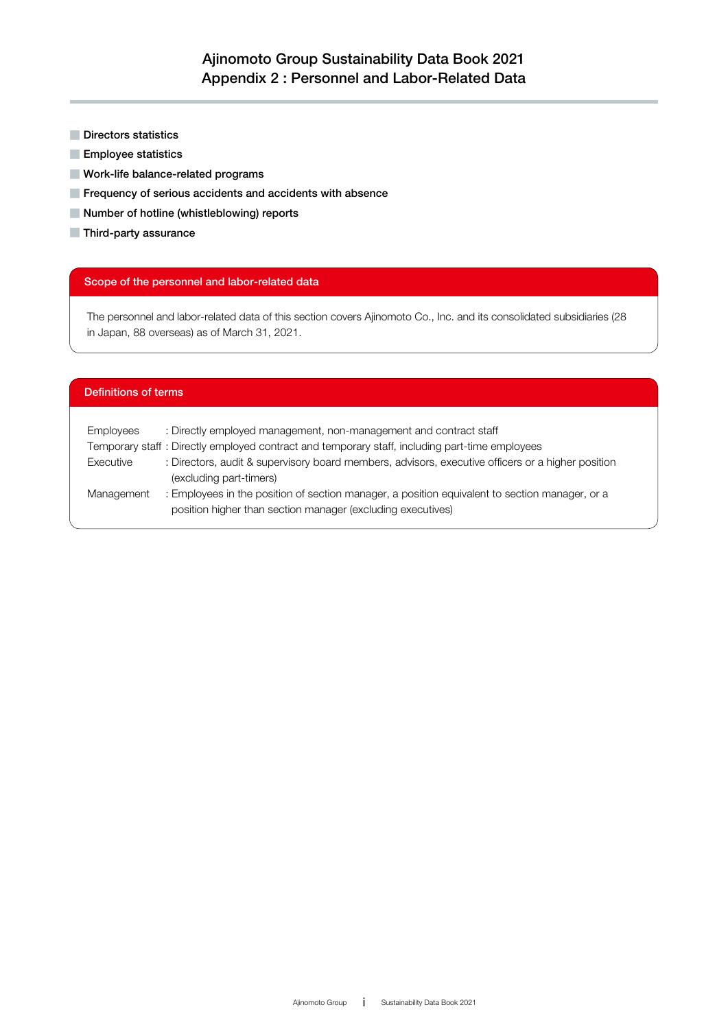# Ajinomoto Group Sustainability Data Book 2021
## Appendix 2 : Personnel and Labor-Related Data

- Directors statistics
- Employee statistics
- Work-life balance-related programs
- Frequency of serious accidents and accidents with absence
- Number of hotline (whistleblowing) reports
- Third-party assurance

### Scope of the personnel and labor-related data

The personnel and labor-related data of this section covers Ajinomoto Co., Inc. and its consolidated subsidiaries (28 in Japan, 88 overseas) as of March 31, 2021.

### Definitions of terms

| Term | Definition |
| --- | --- |
| Employees | Directly employed management, non-management and contract staff |
| Temporary staff | Directly employed contract and temporary staff, including part-time employees |
| Executive | Directors, audit & supervisory board members, advisors, executive officers or a higher position (excluding part-timers) |
| Management | Employees in the position of section manager, a position equivalent to section manager, or a position higher than section manager (excluding executives) |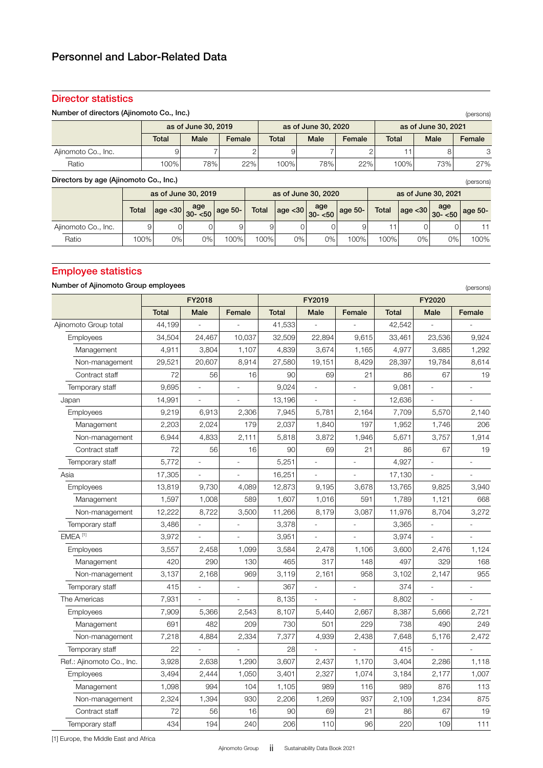# Personnel and Labor-Related Data

## Director statistics

### Number of directors (Ajinomoto Co., Inc.)

(persons)

| | as of June 30, 2019 | | | as of June 30, 2020 | | | as of June 30, 2021 | | |
|---|---|---|---|---|---|---|---|---|---|
| | Total | Male | Female | Total | Male | Female | Total | Male | Female |
| Ajinomoto Co., Inc. | 9 | 7 | 2 | 9 | 7 | 2 | 11 | 8 | 3 |
| Ratio | 100% | 78% | 22% | 100% | 78% | 22% | 100% | 73% | 27% |

### Directors by age (Ajinomoto Co., Inc.)

(persons)

| | as of June 30, 2019 | | | | as of June 30, 2020 | | | | as of June 30, 2021 | | | |
|---|---|---|---|---|---|---|---|---|---|---|---|---|
| | Total | age <30 | age 30- <50 | age 50- | Total | age <30 | age 30- <50 | age 50- | Total | age <30 | age 30- <50 | age 50- |
| Ajinomoto Co., Inc. | 9 | 0 | 0 | 9 | 9 | 0 | 0 | 9 | 11 | 0 | 0 | 11 |
| Ratio | 100% | 0% | 0% | 100% | 100% | 0% | 0% | 100% | 100% | 0% | 0% | 100% |

## Employee statistics

### Number of Ajinomoto Group employees

(persons)

| | FY2018 | | | FY2019 | | | FY2020 | | |
|---|---|---|---|---|---|---|---|---|---|
| | Total | Male | Female | Total | Male | Female | Total | Male | Female |
| Ajinomoto Group total | 44,199 | - | - | 41,533 | - | - | 42,542 | - | - |
| Employees | 34,504 | 24,467 | 10,037 | 32,509 | 22,894 | 9,615 | 33,461 | 23,536 | 9,924 |
| Management | 4,911 | 3,804 | 1,107 | 4,839 | 3,674 | 1,165 | 4,977 | 3,685 | 1,292 |
| Non-management | 29,521 | 20,607 | 8,914 | 27,580 | 19,151 | 8,429 | 28,397 | 19,784 | 8,614 |
| Contract staff | 72 | 56 | 16 | 90 | 69 | 21 | 86 | 67 | 19 |
| Temporary staff | 9,695 | - | - | 9,024 | - | - | 9,081 | - | - |
| Japan | 14,991 | - | - | 13,196 | - | - | 12,636 | - | - |
| Employees | 9,219 | 6,913 | 2,306 | 7,945 | 5,781 | 2,164 | 7,709 | 5,570 | 2,140 |
| Management | 2,203 | 2,024 | 179 | 2,037 | 1,840 | 197 | 1,952 | 1,746 | 206 |
| Non-management | 6,944 | 4,833 | 2,111 | 5,818 | 3,872 | 1,946 | 5,671 | 3,757 | 1,914 |
| Contract staff | 72 | 56 | 16 | 90 | 69 | 21 | 86 | 67 | 19 |
| Temporary staff | 5,772 | - | - | 5,251 | - | - | 4,927 | - | - |
| Asia | 17,305 | - | - | 16,251 | - | - | 17,130 | - | - |
| Employees | 13,819 | 9,730 | 4,089 | 12,873 | 9,195 | 3,678 | 13,765 | 9,825 | 3,940 |
| Management | 1,597 | 1,008 | 589 | 1,607 | 1,016 | 591 | 1,789 | 1,121 | 668 |
| Non-management | 12,222 | 8,722 | 3,500 | 11,266 | 8,179 | 3,087 | 11,976 | 8,704 | 3,272 |
| Temporary staff | 3,486 | - | - | 3,378 | - | - | 3,365 | - | - |
| EMEA [1] | 3,972 | - | - | 3,951 | - | - | 3,974 | - | - |
| Employees | 3,557 | 2,458 | 1,099 | 3,584 | 2,478 | 1,106 | 3,600 | 2,476 | 1,124 |
| Management | 420 | 290 | 130 | 465 | 317 | 148 | 497 | 329 | 168 |
| Non-management | 3,137 | 2,168 | 969 | 3,119 | 2,161 | 958 | 3,102 | 2,147 | 955 |
| Temporary staff | 415 | - | - | 367 | - | - | 374 | - | - |
| The Americas | 7,931 | - | - | 8,135 | - | - | 8,802 | - | - |
| Employees | 7,909 | 5,366 | 2,543 | 8,107 | 5,440 | 2,667 | 8,387 | 5,666 | 2,721 |
| Management | 691 | 482 | 209 | 730 | 501 | 229 | 738 | 490 | 249 |
| Non-management | 7,218 | 4,884 | 2,334 | 7,377 | 4,939 | 2,438 | 7,648 | 5,176 | 2,472 |
| Temporary staff | 22 | - | - | 28 | - | - | 415 | - | - |
| Ref.: Ajinomoto Co., Inc. | 3,928 | 2,638 | 1,290 | 3,607 | 2,437 | 1,170 | 3,404 | 2,286 | 1,118 |
| Employees | 3,494 | 2,444 | 1,050 | 3,401 | 2,327 | 1,074 | 3,184 | 2,177 | 1,007 |
| Management | 1,098 | 994 | 104 | 1,105 | 989 | 116 | 989 | 876 | 113 |
| Non-management | 2,324 | 1,394 | 930 | 2,206 | 1,269 | 937 | 2,109 | 1,234 | 875 |
| Contract staff | 72 | 56 | 16 | 90 | 69 | 21 | 86 | 67 | 19 |
| Temporary staff | 434 | 194 | 240 | 206 | 110 | 96 | 220 | 109 | 111 |

[1] Europe, the Middle East and Africa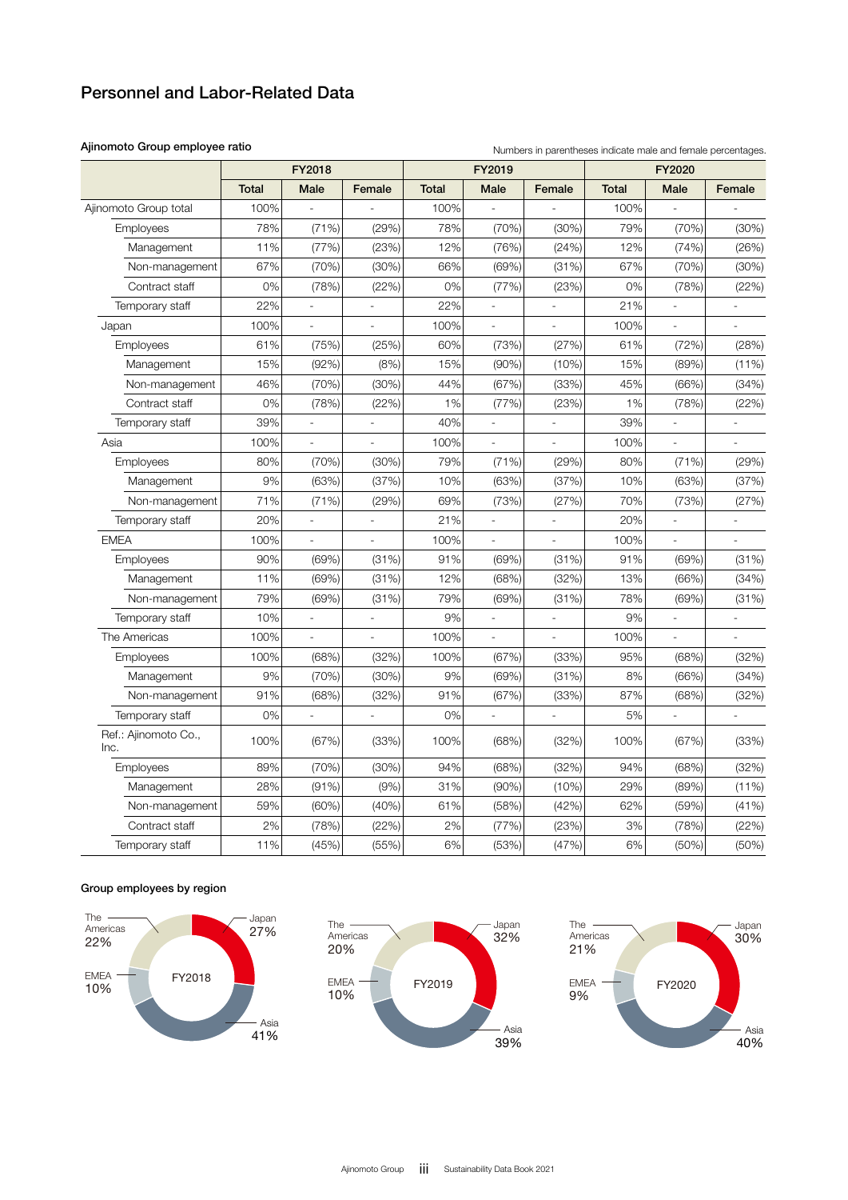# Personnel and Labor-Related Data

**Ajinomoto Group employee ratio**

Numbers in parentheses indicate male and female percentages.

| | FY2018 | | | FY2019 | | | FY2020 | | |
|---|---|---|---|---|---|---|---|---|---|
| | Total | Male | Female | Total | Male | Female | Total | Male | Female |
| Ajinomoto Group total | 100% | - | - | 100% | - | - | 100% | - | - |
| Employees | 78% | (71%) | (29%) | 78% | (70%) | (30%) | 79% | (70%) | (30%) |
| Management | 11% | (77%) | (23%) | 12% | (76%) | (24%) | 12% | (74%) | (26%) |
| Non-management | 67% | (70%) | (30%) | 66% | (69%) | (31%) | 67% | (70%) | (30%) |
| Contract staff | 0% | (78%) | (22%) | 0% | (77%) | (23%) | 0% | (78%) | (22%) |
| Temporary staff | 22% | - | - | 22% | - | - | 21% | - | - |
| Japan | 100% | - | - | 100% | - | - | 100% | - | - |
| Employees | 61% | (75%) | (25%) | 60% | (73%) | (27%) | 61% | (72%) | (28%) |
| Management | 15% | (92%) | (8%) | 15% | (90%) | (10%) | 15% | (89%) | (11%) |
| Non-management | 46% | (70%) | (30%) | 44% | (67%) | (33%) | 45% | (66%) | (34%) |
| Contract staff | 0% | (78%) | (22%) | 1% | (77%) | (23%) | 1% | (78%) | (22%) |
| Temporary staff | 39% | - | - | 40% | - | - | 39% | - | - |
| Asia | 100% | - | - | 100% | - | - | 100% | - | - |
| Employees | 80% | (70%) | (30%) | 79% | (71%) | (29%) | 80% | (71%) | (29%) |
| Management | 9% | (63%) | (37%) | 10% | (63%) | (37%) | 10% | (63%) | (37%) |
| Non-management | 71% | (71%) | (29%) | 69% | (73%) | (27%) | 70% | (73%) | (27%) |
| Temporary staff | 20% | - | - | 21% | - | - | 20% | - | - |
| EMEA | 100% | - | - | 100% | - | - | 100% | - | - |
| Employees | 90% | (69%) | (31%) | 91% | (69%) | (31%) | 91% | (69%) | (31%) |
| Management | 11% | (69%) | (31%) | 12% | (68%) | (32%) | 13% | (66%) | (34%) |
| Non-management | 79% | (69%) | (31%) | 79% | (69%) | (31%) | 78% | (69%) | (31%) |
| Temporary staff | 10% | - | - | 9% | - | - | 9% | - | - |
| The Americas | 100% | - | - | 100% | - | - | 100% | - | - |
| Employees | 100% | (68%) | (32%) | 100% | (67%) | (33%) | 95% | (68%) | (32%) |
| Management | 9% | (70%) | (30%) | 9% | (69%) | (31%) | 8% | (66%) | (34%) |
| Non-management | 91% | (68%) | (32%) | 91% | (67%) | (33%) | 87% | (68%) | (32%) |
| Temporary staff | 0% | - | - | 0% | - | - | 5% | - | - |
| Ref.: Ajinomoto Co., Inc. | 100% | (67%) | (33%) | 100% | (68%) | (32%) | 100% | (67%) | (33%) |
| Employees | 89% | (70%) | (30%) | 94% | (68%) | (32%) | 94% | (68%) | (32%) |
| Management | 28% | (91%) | (9%) | 31% | (90%) | (10%) | 29% | (89%) | (11%) |
| Non-management | 59% | (60%) | (40%) | 61% | (58%) | (42%) | 62% | (59%) | (41%) |
| Contract staff | 2% | (78%) | (22%) | 2% | (77%) | (23%) | 3% | (78%) | (22%) |
| Temporary staff | 11% | (45%) | (55%) | 6% | (53%) | (47%) | 6% | (50%) | (50%) |

**Group employees by region**

| | Japan | Asia | EMEA | The Americas |
|---|---|---|---|---|
| FY2018 | 27% | 41% | 10% | 22% |
| FY2019 | 32% | 39% | 10% | 20% |
| FY2020 | 30% | 40% | 9% | 21% |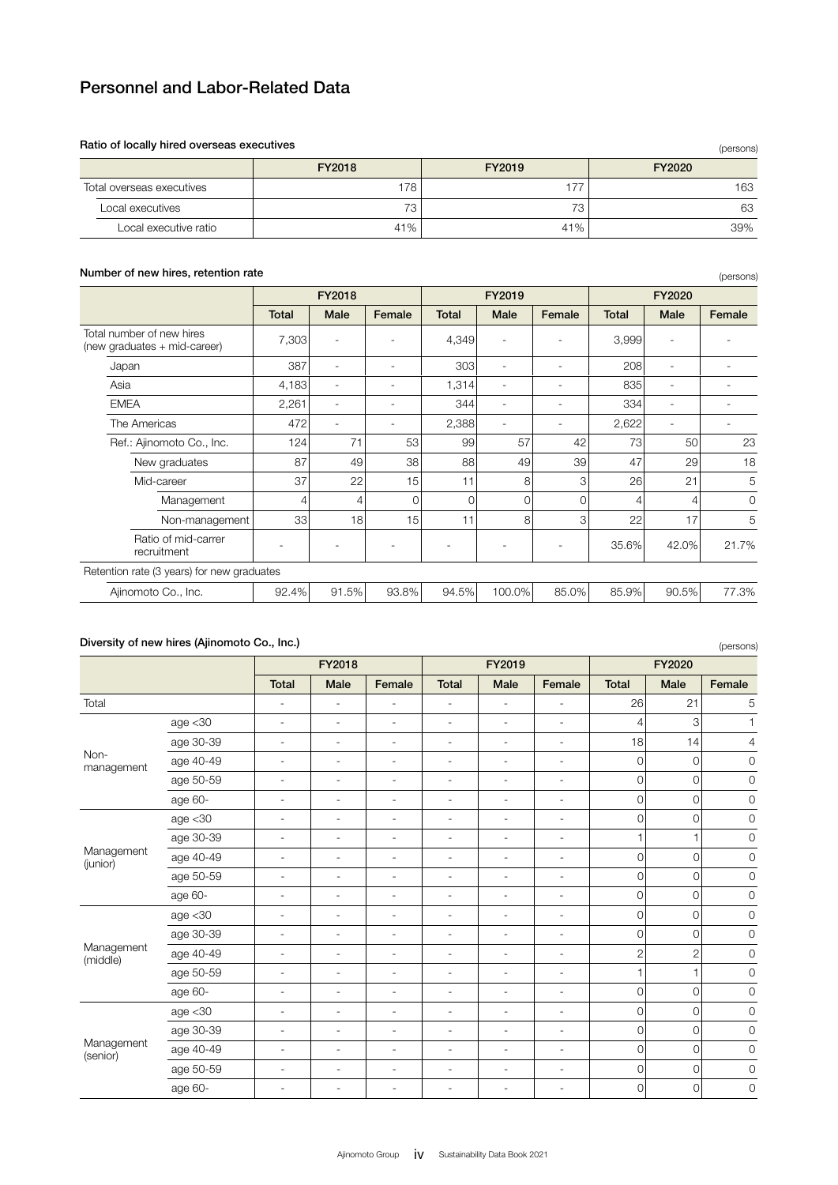# Personnel and Labor-Related Data

### Ratio of locally hired overseas executives

(persons)

| | FY2018 | FY2019 | FY2020 |
|---|---|---|---|
| Total overseas executives | 178 | 177 | 163 |
| Local executives | 73 | 73 | 63 |
| Local executive ratio | 41% | 41% | 39% |

### Number of new hires, retention rate

(persons)

| | FY2018 | | | FY2019 | | | FY2020 | | |
|---|---|---|---|---|---|---|---|---|---|
| | Total | Male | Female | Total | Male | Female | Total | Male | Female |
| Total number of new hires (new graduates + mid-career) | 7,303 | - | - | 4,349 | - | - | 3,999 | - | - |
| Japan | 387 | - | - | 303 | - | - | 208 | - | - |
| Asia | 4,183 | - | - | 1,314 | - | - | 835 | - | - |
| EMEA | 2,261 | - | - | 344 | - | - | 334 | - | - |
| The Americas | 472 | - | - | 2,388 | - | - | 2,622 | - | - |
| Ref.: Ajinomoto Co., Inc. | 124 | 71 | 53 | 99 | 57 | 42 | 73 | 50 | 23 |
| New graduates | 87 | 49 | 38 | 88 | 49 | 39 | 47 | 29 | 18 |
| Mid-career | 37 | 22 | 15 | 11 | 8 | 3 | 26 | 21 | 5 |
| Management | 4 | 4 | 0 | 0 | 0 | 0 | 4 | 4 | 0 |
| Non-management | 33 | 18 | 15 | 11 | 8 | 3 | 22 | 17 | 5 |
| Ratio of mid-carrer recruitment | - | - | - | - | - | - | 35.6% | 42.0% | 21.7% |
| Retention rate (3 years) for new graduates | | | | | | | | | |
| Ajinomoto Co., Inc. | 92.4% | 91.5% | 93.8% | 94.5% | 100.0% | 85.0% | 85.9% | 90.5% | 77.3% |

### Diversity of new hires (Ajinomoto Co., Inc.)

(persons)

| | | FY2018 | | | FY2019 | | | FY2020 | | |
|---|---|---|---|---|---|---|---|---|---|---|
| | | Total | Male | Female | Total | Male | Female | Total | Male | Female |
| Total | | - | - | - | - | - | - | 26 | 21 | 5 |
| Non-management | age <30 | - | - | - | - | - | - | 4 | 3 | 1 |
| | age 30-39 | - | - | - | - | - | - | 18 | 14 | 4 |
| | age 40-49 | - | - | - | - | - | - | 0 | 0 | 0 |
| | age 50-59 | - | - | - | - | - | - | 0 | 0 | 0 |
| | age 60- | - | - | - | - | - | - | 0 | 0 | 0 |
| Management (junior) | age <30 | - | - | - | - | - | - | 0 | 0 | 0 |
| | age 30-39 | - | - | - | - | - | - | 1 | 1 | 0 |
| | age 40-49 | - | - | - | - | - | - | 0 | 0 | 0 |
| | age 50-59 | - | - | - | - | - | - | 0 | 0 | 0 |
| | age 60- | - | - | - | - | - | - | 0 | 0 | 0 |
| Management (middle) | age <30 | - | - | - | - | - | - | 0 | 0 | 0 |
| | age 30-39 | - | - | - | - | - | - | 0 | 0 | 0 |
| | age 40-49 | - | - | - | - | - | - | 2 | 2 | 0 |
| | age 50-59 | - | - | - | - | - | - | 1 | 1 | 0 |
| | age 60- | - | - | - | - | - | - | 0 | 0 | 0 |
| Management (senior) | age <30 | - | - | - | - | - | - | 0 | 0 | 0 |
| | age 30-39 | - | - | - | - | - | - | 0 | 0 | 0 |
| | age 40-49 | - | - | - | - | - | - | 0 | 0 | 0 |
| | age 50-59 | - | - | - | - | - | - | 0 | 0 | 0 |
| | age 60- | - | - | - | - | - | - | 0 | 0 | 0 |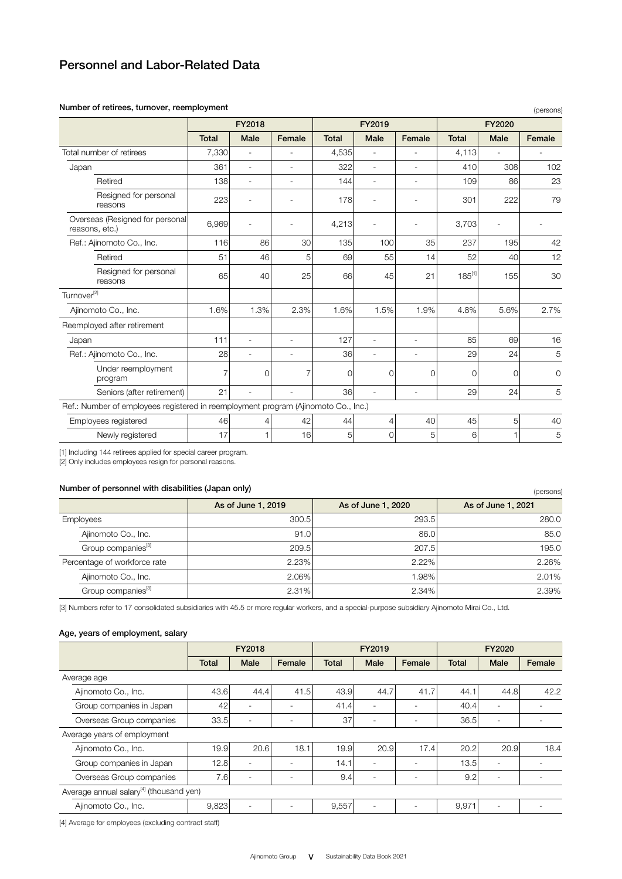# Personnel and Labor-Related Data

### Number of retirees, turnover, reemployment

(persons)

| | FY2018 | | | FY2019 | | | FY2020 | | |
|---|---|---|---|---|---|---|---|---|---|
| | Total | Male | Female | Total | Male | Female | Total | Male | Female |
| Total number of retirees | 7,330 | - | - | 4,535 | - | - | 4,113 | - | - |
| Japan | 361 | - | - | 322 | - | - | 410 | 308 | 102 |
| Retired | 138 | - | - | 144 | - | - | 109 | 86 | 23 |
| Resigned for personal reasons | 223 | - | - | 178 | - | - | 301 | 222 | 79 |
| Overseas (Resigned for personal reasons, etc.) | 6,969 | - | - | 4,213 | - | - | 3,703 | - | - |
| Ref.: Ajinomoto Co., Inc. | 116 | 86 | 30 | 135 | 100 | 35 | 237 | 195 | 42 |
| Retired | 51 | 46 | 5 | 69 | 55 | 14 | 52 | 40 | 12 |
| Resigned for personal reasons | 65 | 40 | 25 | 66 | 45 | 21 | 185[1] | 155 | 30 |
| Turnover[2] | | | | | | | | | |
| Ajinomoto Co., Inc. | 1.6% | 1.3% | 2.3% | 1.6% | 1.5% | 1.9% | 4.8% | 5.6% | 2.7% |
| Reemployed after retirement | | | | | | | | | |
| Japan | 111 | - | - | 127 | - | - | 85 | 69 | 16 |
| Ref.: Ajinomoto Co., Inc. | 28 | - | - | 36 | - | - | 29 | 24 | 5 |
| Under reemployment program | 7 | 0 | 7 | 0 | 0 | 0 | 0 | 0 | 0 |
| Seniors (after retirement) | 21 | - | - | 36 | - | - | 29 | 24 | 5 |
| Ref.: Number of employees registered in reemployment program (Ajinomoto Co., Inc.) | | | | | | | | | |
| Employees registered | 46 | 4 | 42 | 44 | 4 | 40 | 45 | 5 | 40 |
| Newly registered | 17 | 1 | 16 | 5 | 0 | 5 | 6 | 1 | 5 |

[1] Including 144 retirees applied for special career program.
[2] Only includes employees resign for personal reasons.

### Number of personnel with disabilities (Japan only)

(persons)

| | As of June 1, 2019 | As of June 1, 2020 | As of June 1, 2021 |
|---|---|---|---|
| Employees | 300.5 | 293.5 | 280.0 |
| Ajinomoto Co., Inc. | 91.0 | 86.0 | 85.0 |
| Group companies[3] | 209.5 | 207.5 | 195.0 |
| Percentage of workforce rate | 2.23% | 2.22% | 2.26% |
| Ajinomoto Co., Inc. | 2.06% | 1.98% | 2.01% |
| Group companies[3] | 2.31% | 2.34% | 2.39% |

[3] Numbers refer to 17 consolidated subsidiaries with 45.5 or more regular workers, and a special-purpose subsidiary Ajinomoto Mirai Co., Ltd.

### Age, years of employment, salary

| | FY2018 | | | FY2019 | | | FY2020 | | |
|---|---|---|---|---|---|---|---|---|---|
| | Total | Male | Female | Total | Male | Female | Total | Male | Female |
| Average age | | | | | | | | | |
| Ajinomoto Co., Inc. | 43.6 | 44.4 | 41.5 | 43.9 | 44.7 | 41.7 | 44.1 | 44.8 | 42.2 |
| Group companies in Japan | 42 | - | - | 41.4 | - | - | 40.4 | - | - |
| Overseas Group companies | 33.5 | - | - | 37 | - | - | 36.5 | - | - |
| Average years of employment | | | | | | | | | |
| Ajinomoto Co., Inc. | 19.9 | 20.6 | 18.1 | 19.9 | 20.9 | 17.4 | 20.2 | 20.9 | 18.4 |
| Group companies in Japan | 12.8 | - | - | 14.1 | - | - | 13.5 | - | - |
| Overseas Group companies | 7.6 | - | - | 9.4 | - | - | 9.2 | - | - |
| Average annual salary[4] (thousand yen) | | | | | | | | | |
| Ajinomoto Co., Inc. | 9,823 | - | - | 9,557 | - | - | 9,971 | - | - |

[4] Average for employees (excluding contract staff)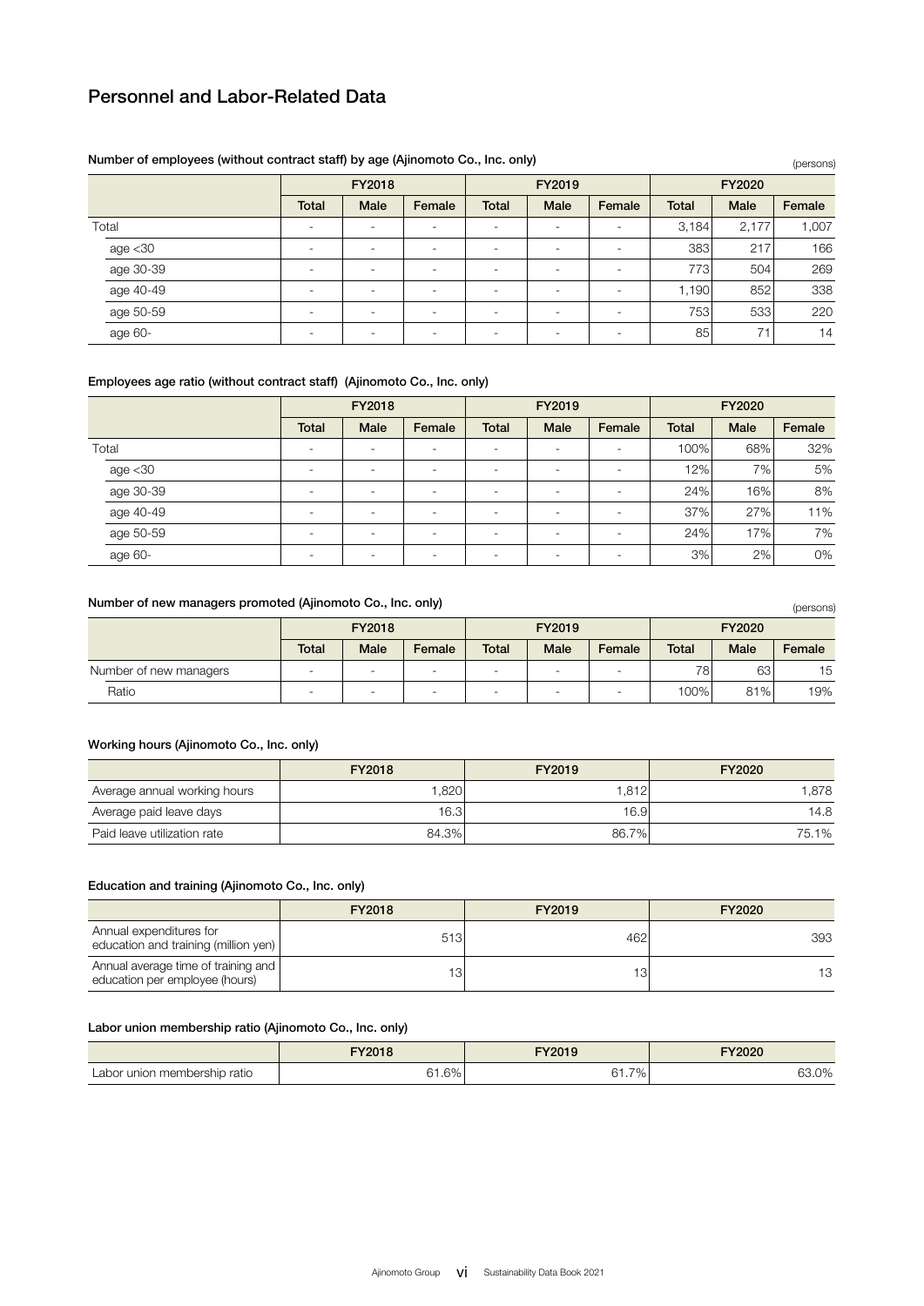## Personnel and Labor-Related Data

### Number of employees (without contract staff) by age (Ajinomoto Co., Inc. only)

(persons)

| | FY2018 | | | FY2019 | | | FY2020 | | |
|---|---|---|---|---|---|---|---|---|---|
| | Total | Male | Female | Total | Male | Female | Total | Male | Female |
| Total | - | - | - | - | - | - | 3,184 | 2,177 | 1,007 |
| age <30 | - | - | - | - | - | - | 383 | 217 | 166 |
| age 30-39 | - | - | - | - | - | - | 773 | 504 | 269 |
| age 40-49 | - | - | - | - | - | - | 1,190 | 852 | 338 |
| age 50-59 | - | - | - | - | - | - | 753 | 533 | 220 |
| age 60- | - | - | - | - | - | - | 85 | 71 | 14 |

### Employees age ratio (without contract staff) (Ajinomoto Co., Inc. only)

| | FY2018 | | | FY2019 | | | FY2020 | | |
|---|---|---|---|---|---|---|---|---|---|
| | Total | Male | Female | Total | Male | Female | Total | Male | Female |
| Total | - | - | - | - | - | - | 100% | 68% | 32% |
| age <30 | - | - | - | - | - | - | 12% | 7% | 5% |
| age 30-39 | - | - | - | - | - | - | 24% | 16% | 8% |
| age 40-49 | - | - | - | - | - | - | 37% | 27% | 11% |
| age 50-59 | - | - | - | - | - | - | 24% | 17% | 7% |
| age 60- | - | - | - | - | - | - | 3% | 2% | 0% |

### Number of new managers promoted (Ajinomoto Co., Inc. only)

(persons)

| | FY2018 | | | FY2019 | | | FY2020 | | |
|---|---|---|---|---|---|---|---|---|---|
| | Total | Male | Female | Total | Male | Female | Total | Male | Female |
| Number of new managers | - | - | - | - | - | - | 78 | 63 | 15 |
| Ratio | - | - | - | - | - | - | 100% | 81% | 19% |

### Working hours (Ajinomoto Co., Inc. only)

| | FY2018 | FY2019 | FY2020 |
|---|---|---|---|
| Average annual working hours | 1,820 | 1,812 | 1,878 |
| Average paid leave days | 16.3 | 16.9 | 14.8 |
| Paid leave utilization rate | 84.3% | 86.7% | 75.1% |

### Education and training (Ajinomoto Co., Inc. only)

| | FY2018 | FY2019 | FY2020 |
|---|---|---|---|
| Annual expenditures for education and training (million yen) | 513 | 462 | 393 |
| Annual average time of training and education per employee (hours) | 13 | 13 | 13 |

### Labor union membership ratio (Ajinomoto Co., Inc. only)

| | FY2018 | FY2019 | FY2020 |
|---|---|---|---|
| Labor union membership ratio | 61.6% | 61.7% | 63.0% |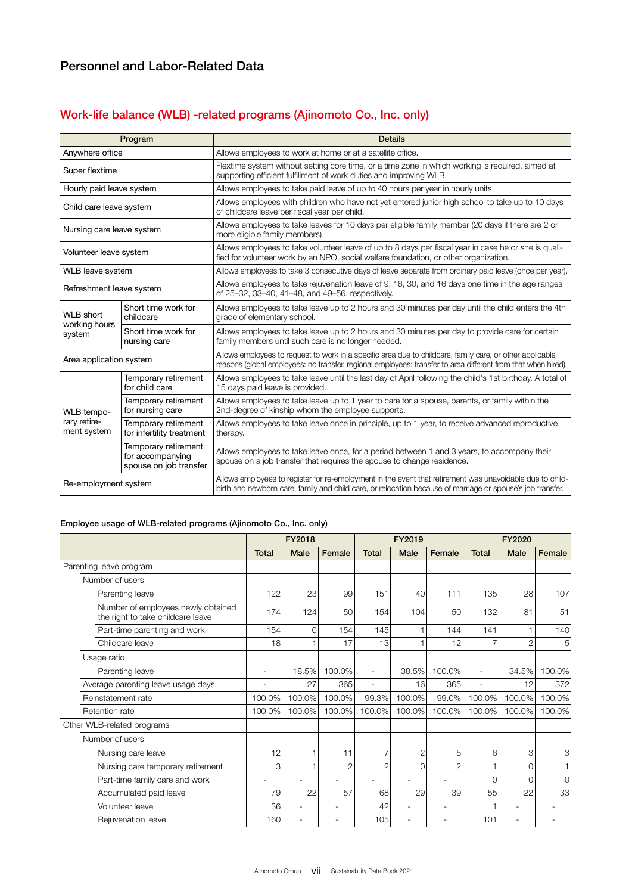# Personnel and Labor-Related Data

## Work-life balance (WLB) -related programs (Ajinomoto Co., Inc. only)

| Program | | Details |
|---|---|---|
| Anywhere office | | Allows employees to work at home or at a satellite office. |
| Super flextime | | Flextime system without setting core time, or a time zone in which working is required, aimed at supporting efficient fulfillment of work duties and improving WLB. |
| Hourly paid leave system | | Allows employees to take paid leave of up to 40 hours per year in hourly units. |
| Child care leave system | | Allows employees with children who have not yet entered junior high school to take up to 10 days of childcare leave per fiscal year per child. |
| Nursing care leave system | | Allows employees to take leaves for 10 days per eligible family member (20 days if there are 2 or more eligible family members) |
| Volunteer leave system | | Allows employees to take volunteer leave of up to 8 days per fiscal year in case he or she is qualified for volunteer work by an NPO, social welfare foundation, or other organization. |
| WLB leave system | | Allows employees to take 3 consecutive days of leave separate from ordinary paid leave (once per year). |
| Refreshment leave system | | Allows employees to take rejuvenation leave of 9, 16, 30, and 16 days one time in the age ranges of 25–32, 33–40, 41–48, and 49–56, respectively. |
| WLB short working hours system | Short time work for childcare | Allows employees to take leave up to 2 hours and 30 minutes per day until the child enters the 4th grade of elementary school. |
| | Short time work for nursing care | Allows employees to take leave up to 2 hours and 30 minutes per day to provide care for certain family members until such care is no longer needed. |
| Area application system | | Allows employees to request to work in a specific area due to childcare, family care, or other applicable reasons (global employees: no transfer, regional employees: transfer to area different from that when hired). |
| WLB temporary retirement system | Temporary retirement for child care | Allows employees to take leave until the last day of April following the child's 1st birthday. A total of 15 days paid leave is provided. |
| | Temporary retirement for nursing care | Allows employees to take leave up to 1 year to care for a spouse, parents, or family within the 2nd-degree of kinship whom the employee supports. |
| | Temporary retirement for infertility treatment | Allows employees to take leave once in principle, up to 1 year, to receive advanced reproductive therapy. |
| | Temporary retirement for accompanying spouse on job transfer | Allows employees to take leave once, for a period between 1 and 3 years, to accompany their spouse on a job transfer that requires the spouse to change residence. |
| Re-employment system | | Allows employees to register for re-employment in the event that retirement was unavoidable due to childbirth and newborn care, family and child care, or relocation because of marriage or spouse's job transfer. |

### Employee usage of WLB-related programs (Ajinomoto Co., Inc. only)

| | FY2018 | | | FY2019 | | | FY2020 | | |
|---|---|---|---|---|---|---|---|---|---|
| | Total | Male | Female | Total | Male | Female | Total | Male | Female |
| Parenting leave program | | | | | | | | | |
| Number of users | | | | | | | | | |
| Parenting leave | 122 | 23 | 99 | 151 | 40 | 111 | 135 | 28 | 107 |
| Number of employees newly obtained the right to take childcare leave | 174 | 124 | 50 | 154 | 104 | 50 | 132 | 81 | 51 |
| Part-time parenting and work | 154 | 0 | 154 | 145 | 1 | 144 | 141 | 1 | 140 |
| Childcare leave | 18 | 1 | 17 | 13 | 1 | 12 | 7 | 2 | 5 |
| Usage ratio | | | | | | | | | |
| Parenting leave | - | 18.5% | 100.0% | - | 38.5% | 100.0% | - | 34.5% | 100.0% |
| Average parenting leave usage days | - | 27 | 365 | - | 16 | 365 | - | 12 | 372 |
| Reinstatement rate | 100.0% | 100.0% | 100.0% | 99.3% | 100.0% | 99.0% | 100.0% | 100.0% | 100.0% |
| Retention rate | 100.0% | 100.0% | 100.0% | 100.0% | 100.0% | 100.0% | 100.0% | 100.0% | 100.0% |
| Other WLB-related programs | | | | | | | | | |
| Number of users | | | | | | | | | |
| Nursing care leave | 12 | 1 | 11 | 7 | 2 | 5 | 6 | 3 | 3 |
| Nursing care temporary retirement | 3 | 1 | 2 | 2 | 0 | 2 | 1 | 0 | 1 |
| Part-time family care and work | - | - | - | - | - | - | 0 | 0 | 0 |
| Accumulated paid leave | 79 | 22 | 57 | 68 | 29 | 39 | 55 | 22 | 33 |
| Volunteer leave | 36 | - | - | 42 | - | - | 1 | - | - |
| Rejuvenation leave | 160 | - | - | 105 | - | - | 101 | - | - |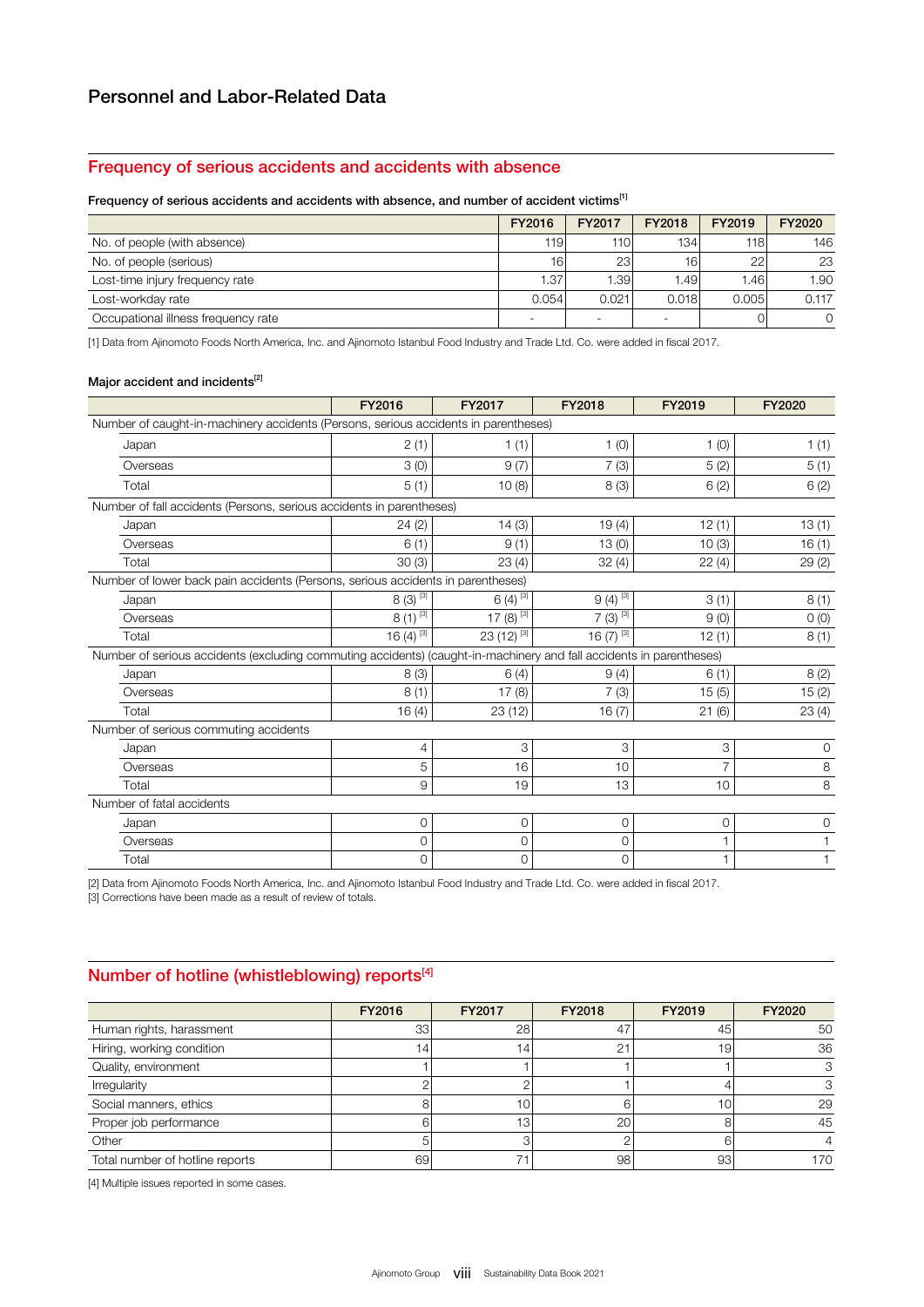# Personnel and Labor-Related Data

## Frequency of serious accidents and accidents with absence

### Frequency of serious accidents and accidents with absence, and number of accident victims[1]

| | FY2016 | FY2017 | FY2018 | FY2019 | FY2020 |
|---|---|---|---|---|---|
| No. of people (with absence) | 119 | 110 | 134 | 118 | 146 |
| No. of people (serious) | 16 | 23 | 16 | 22 | 23 |
| Lost-time injury frequency rate | 1.37 | 1.39 | 1.49 | 1.46 | 1.90 |
| Lost-workday rate | 0.054 | 0.021 | 0.018 | 0.005 | 0.117 |
| Occupational illness frequency rate | - | - | - | 0 | 0 |

[1] Data from Ajinomoto Foods North America, Inc. and Ajinomoto Istanbul Food Industry and Trade Ltd. Co. were added in fiscal 2017.

### Major accident and incidents[2]

| | FY2016 | FY2017 | FY2018 | FY2019 | FY2020 |
|---|---|---|---|---|---|
| Number of caught-in-machinery accidents (Persons, serious accidents in parentheses) | | | | | |
| Japan | 2 (1) | 1 (1) | 1 (0) | 1 (0) | 1 (1) |
| Overseas | 3 (0) | 9 (7) | 7 (3) | 5 (2) | 5 (1) |
| Total | 5 (1) | 10 (8) | 8 (3) | 6 (2) | 6 (2) |
| Number of fall accidents (Persons, serious accidents in parentheses) | | | | | |
| Japan | 24 (2) | 14 (3) | 19 (4) | 12 (1) | 13 (1) |
| Overseas | 6 (1) | 9 (1) | 13 (0) | 10 (3) | 16 (1) |
| Total | 30 (3) | 23 (4) | 32 (4) | 22 (4) | 29 (2) |
| Number of lower back pain accidents (Persons, serious accidents in parentheses) | | | | | |
| Japan | 8 (3) [3] | 6 (4) [3] | 9 (4) [3] | 3 (1) | 8 (1) |
| Overseas | 8 (1) [3] | 17 (8) [3] | 7 (3) [3] | 9 (0) | 0 (0) |
| Total | 16 (4) [3] | 23 (12) [3] | 16 (7) [3] | 12 (1) | 8 (1) |
| Number of serious accidents (excluding commuting accidents) (caught-in-machinery and fall accidents in parentheses) | | | | | |
| Japan | 8 (3) | 6 (4) | 9 (4) | 6 (1) | 8 (2) |
| Overseas | 8 (1) | 17 (8) | 7 (3) | 15 (5) | 15 (2) |
| Total | 16 (4) | 23 (12) | 16 (7) | 21 (6) | 23 (4) |
| Number of serious commuting accidents | | | | | |
| Japan | 4 | 3 | 3 | 3 | 0 |
| Overseas | 5 | 16 | 10 | 7 | 8 |
| Total | 9 | 19 | 13 | 10 | 8 |
| Number of fatal accidents | | | | | |
| Japan | 0 | 0 | 0 | 0 | 0 |
| Overseas | 0 | 0 | 0 | 1 | 1 |
| Total | 0 | 0 | 0 | 1 | 1 |

[2] Data from Ajinomoto Foods North America, Inc. and Ajinomoto Istanbul Food Industry and Trade Ltd. Co. were added in fiscal 2017.
[3] Corrections have been made as a result of review of totals.

## Number of hotline (whistleblowing) reports[4]

| | FY2016 | FY2017 | FY2018 | FY2019 | FY2020 |
|---|---|---|---|---|---|
| Human rights, harassment | 33 | 28 | 47 | 45 | 50 |
| Hiring, working condition | 14 | 14 | 21 | 19 | 36 |
| Quality, environment | 1 | 1 | 1 | 1 | 3 |
| Irregularity | 2 | 2 | 1 | 4 | 3 |
| Social manners, ethics | 8 | 10 | 6 | 10 | 29 |
| Proper job performance | 6 | 13 | 20 | 8 | 45 |
| Other | 5 | 3 | 2 | 6 | 4 |
| Total number of hotline reports | 69 | 71 | 98 | 93 | 170 |

[4] Multiple issues reported in some cases.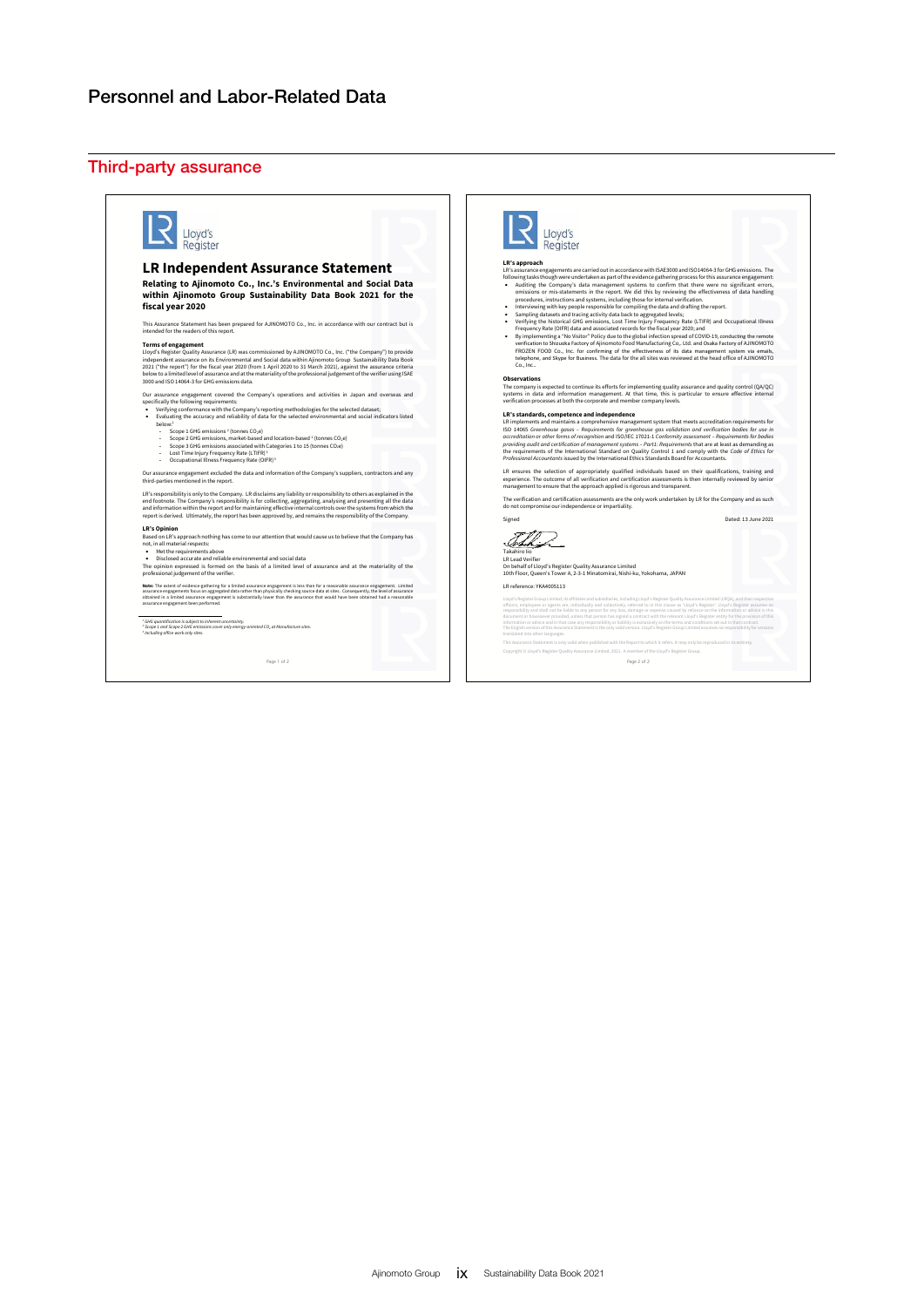# Personnel and Labor-Related Data

## Third-party assurance

Lloyd's Register

## LR Independent Assurance Statement

**Relating to Ajinomoto Co., Inc.'s Environmental and Social Data within Ajinomoto Group Sustainability Data Book 2021 for the fiscal year 2020**

This Assurance Statement has been prepared for AJINOMOTO Co., Inc. in accordance with our contract but is intended for the readers of this report.

**Terms of engagement**

Lloyd's Register Quality Assurance (LR) was commissioned by AJINOMOTO Co., Inc. ("the Company") to provide independent assurance on its Environmental and Social data within Ajinomoto Group Sustainability Data Book 2021 ("the report") for the fiscal year 2020 (from 1 April 2020 to 31 March 2021), against the assurance criteria below to a limited level of assurance and at the materiality of the professional judgement of the verifier using ISAE 3000 and ISO 14064-3 for GHG emissions data.

Our assurance engagement covered the Company's operations and activities in Japan and overseas and specifically the following requirements:

- Verifying conformance with the Company's reporting methodologies for the selected dataset;
- Evaluating the accuracy and reliability of data for the selected environmental and social indicators listed below:[1]
  - Scope 1 GHG emissions [2] (tonnes $CO_2e$)
  - Scope 2 GHG emissions, market-based and location-based [2] (tonnes $CO_2e$)
  - Scope 3 GHG emissions associated with Categories 1 to 15 (tonnes $CO_2e$)
  - Lost Time Injury Frequency Rate (LTIFR) [3]
  - Occupational Illness Frequency Rate (OIFR) [3]

Our assurance engagement excluded the data and information of the Company's suppliers, contractors and any third-parties mentioned in the report.

LR's responsibility is only to the Company. LR disclaims any liability or responsibility to others as explained in the end footnote. The Company's responsibility is for collecting, aggregating, analysing and presenting all the data and information within the report and for maintaining effective internal controls over the systems from which the report is derived. Ultimately, the report has been approved by, and remains the responsibility of the Company.

**LR's Opinion**

Based on LR's approach nothing has come to our attention that would cause us to believe that the Company has not, in all material respects:

- Met the requirements above
- Disclosed accurate and reliable environmental and social data

The opinion expressed is formed on the basis of a limited level of assurance and at the materiality of the professional judgement of the verifier.

**Note:** The extent of evidence-gathering for a limited assurance engagement is less than for a reasonable assurance engagement. Limited assurance engagements focus on aggregated data rather than physically checking source data at sites. Consequently, the level of assurance obtained in a limited assurance engagement is substantially lower than the assurance that would have been obtained had a reasonable assurance engagement been performed.

[1] GHG quantification is subject to inherent uncertainty.
[2] Scope 1 and Scope 2 GHG emissions cover only energy-oriented $CO_2$ at Manufacture sites.
[3] Including office work only sites.

Lloyd's Register

**LR's approach**

LR's assurance engagements are carried out in accordance with ISAE3000 and ISO14064-3 for GHG emissions. The following tasks though were undertaken as part of the evidence gathering process for this assurance engagement:

- Auditing the Company's data management systems to confirm that there were no significant errors, omissions or mis-statements in the report. We did this by reviewing the effectiveness of data handling procedures, instructions and systems, including those for internal verification.
- Interviewing with key people responsible for compiling the data and drafting the report.
- Sampling datasets and tracing activity data back to aggregated levels;
- Verifying the historical GHG emissions, Lost Time Injury Frequency Rate (LTIFR) and Occupational Illness Frequency Rate (OIFR) data and associated records for the fiscal year 2020; and
- By implementing a "No Visitor" Policy due to the global infection spread of COVID-19, conducting the remote verification to Shizuoka Factory of Ajinomoto Food Manufacturing Co., Ltd. and Osaka Factory of AJINOMOTO FROZEN FOOD Co., Inc. for confirming of the effectiveness of its data management system via emails, telephone, and Skype for Business. The data for the all sites was reviewed at the head office of AJINOMOTO Co., Inc..

**Observations**

The company is expected to continue its efforts for implementing quality assurance and quality control (QA/QC) systems in data and information management. At that time, this is particular to ensure effective internal verification processes at both the corporate and member company levels.

**LR's standards, competence and independence**

LR implements and maintains a comprehensive management system that meets accreditation requirements for ISO 14065 *Greenhouse gases – Requirements for greenhouse gas validation and verification bodies for use in accreditation or other forms of recognition* and ISO/IEC 17021-1 *Conformity assessment – Requirements for bodies providing audit and certification of management systems – Part1: Requirements* that are at least as demanding as the requirements of the International Standard on Quality Control 1 and comply with the *Code of Ethics for Professional Accountants* issued by the International Ethics Standards Board for Accountants.

LR ensures the selection of appropriately qualified individuals based on their qualifications, training and experience. The outcome of all verification and certification assessments is then internally reviewed by senior management to ensure that the approach applied is rigorous and transparent.

The verification and certification assessments are the only work undertaken by LR for the Company and as such do not compromise our independence or impartiality.

Signed

Dated: 13 June 2021

Takahiro Iio
LR Lead Verifier
On behalf of Lloyd's Register Quality Assurance Limited
10th Floor, Queen's Tower A, 2-3-1 Minatomirai, Nishi-ku, Yokohama, JAPAN

LR reference: YKA4005113

Lloyd's Register Group Limited, its affiliates and subsidiaries, including Lloyd's Register Quality Assurance Limited (LRQA), and their respective officers, employees or agents are, individually and collectively, referred to in this clause as 'Lloyd's Register'. Lloyd's Register assumes no responsibility and shall not be liable to any person for any loss, damage or expense caused by reliance on the information or advice in this document or howsoever provided, unless that person has signed a contract with the relevant Lloyd's Register entity for the provision of this information or advice and in that case any responsibility or liability is exclusively on the terms and conditions set out in that contract.
The English version of this Assurance Statement is the only valid version. Lloyd's Register Group Limited assumes no responsibility for versions translated into other languages.

This Assurance Statement is only valid when published with the Report to which it refers. It may only be reproduced in its entirety.

Copyright © Lloyd's Register Quality Assurance Limited, 2021. A member of the Lloyd's Register Group.